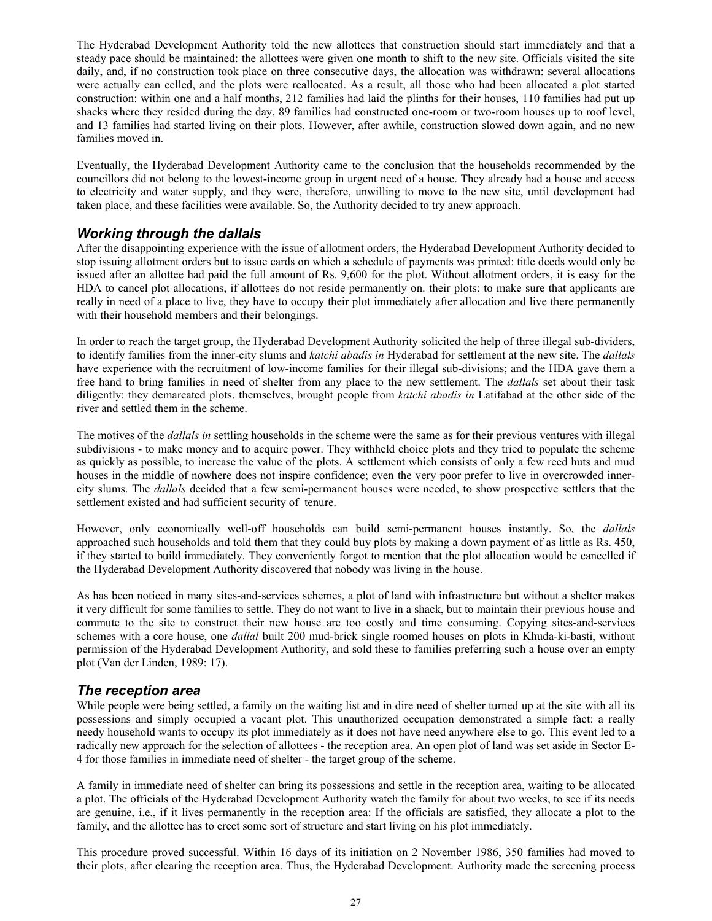The Hyderabad Development Authority told the new allottees that construction should start immediately and that a steady pace should be maintained: the allottees were given one month to shift to the new site. Officials visited the site daily, and, if no construction took place on three consecutive days, the allocation was withdrawn: several allocations were actually can celled, and the plots were reallocated. As a result, all those who had been allocated a plot started construction: within one and a half months, 212 families had laid the plinths for their houses, 110 families had put up shacks where they resided during the day, 89 families had constructed one-room or two-room houses up to roof level, and 13 families had started living on their plots. However, after awhile, construction slowed down again, and no new families moved in.

Eventually, the Hyderabad Development Authority came to the conclusion that the households recommended by the councillors did not belong to the lowest-income group in urgent need of a house. They already had a house and access to electricity and water supply, and they were, therefore, unwilling to move to the new site, until development had taken place, and these facilities were available. So, the Authority decided to try anew approach.

## *Working through the dallals*

After the disappointing experience with the issue of allotment orders, the Hyderabad Development Authority decided to stop issuing allotment orders but to issue cards on which a schedule of payments was printed: title deeds would only be issued after an allottee had paid the full amount of Rs. 9,600 for the plot. Without allotment orders, it is easy for the HDA to cancel plot allocations, if allottees do not reside permanently on. their plots: to make sure that applicants are really in need of a place to live, they have to occupy their plot immediately after allocation and live there permanently with their household members and their belongings.

In order to reach the target group, the Hyderabad Development Authority solicited the help of three illegal sub-dividers, to identify families from the inner-city slums and *katchi abadis in* Hyderabad for settlement at the new site. The *dallals* have experience with the recruitment of low-income families for their illegal sub-divisions; and the HDA gave them a free hand to bring families in need of shelter from any place to the new settlement. The *dallals* set about their task diligently: they demarcated plots. themselves, brought people from *katchi abadis in* Latifabad at the other side of the river and settled them in the scheme.

The motives of the *dallals in* settling households in the scheme were the same as for their previous ventures with illegal subdivisions - to make money and to acquire power. They withheld choice plots and they tried to populate the scheme as quickly as possible, to increase the value of the plots. A settlement which consists of only a few reed huts and mud houses in the middle of nowhere does not inspire confidence; even the very poor prefer to live in overcrowded inner-city slums. The *dallals* decided that a few semi-permanent houses were needed, to show prospective settlers that the settlement existed and had sufficient security of tenure.

However, only economically well-off households can build semi-permanent houses instantly. So, the *dallals* approached such households and told them that they could buy plots by making a down payment of as little as Rs. 450, if they started to build immediately. They conveniently forgot to mention that the plot allocation would be cancelled if the Hyderabad Development Authority discovered that nobody was living in the house.

As has been noticed in many sites-and-services schemes, a plot of land with infrastructure but without a shelter makes it very difficult for some families to settle. They do not want to live in a shack, but to maintain their previous house and commute to the site to construct their new house are too costly and time consuming. Copying sites-and-services schemes with a core house, one *dallal* built 200 mud-brick single roomed houses on plots in Khuda-ki-basti, without permission of the Hyderabad Development Authority, and sold these to families preferring such a house over an empty plot (Van der Linden, 1989: 17).

## *The reception area*

While people were being settled, a family on the waiting list and in dire need of shelter turned up at the site with all its possessions and simply occupied a vacant plot. This unauthorized occupation demonstrated a simple fact: a really needy household wants to occupy its plot immediately as it does not have need anywhere else to go. This event led to a radically new approach for the selection of allottees - the reception area. An open plot of land was set aside in Sector E-4 for those families in immediate need of shelter - the target group of the scheme.

A family in immediate need of shelter can bring its possessions and settle in the reception area, waiting to be allocated a plot. The officials of the Hyderabad Development Authority watch the family for about two weeks, to see if its needs are genuine, i.e., if it lives permanently in the reception area: If the officials are satisfied, they allocate a plot to the family, and the allottee has to erect some sort of structure and start living on his plot immediately.

This procedure proved successful. Within 16 days of its initiation on 2 November 1986, 350 families had moved to their plots, after clearing the reception area. Thus, the Hyderabad Development. Authority made the screening process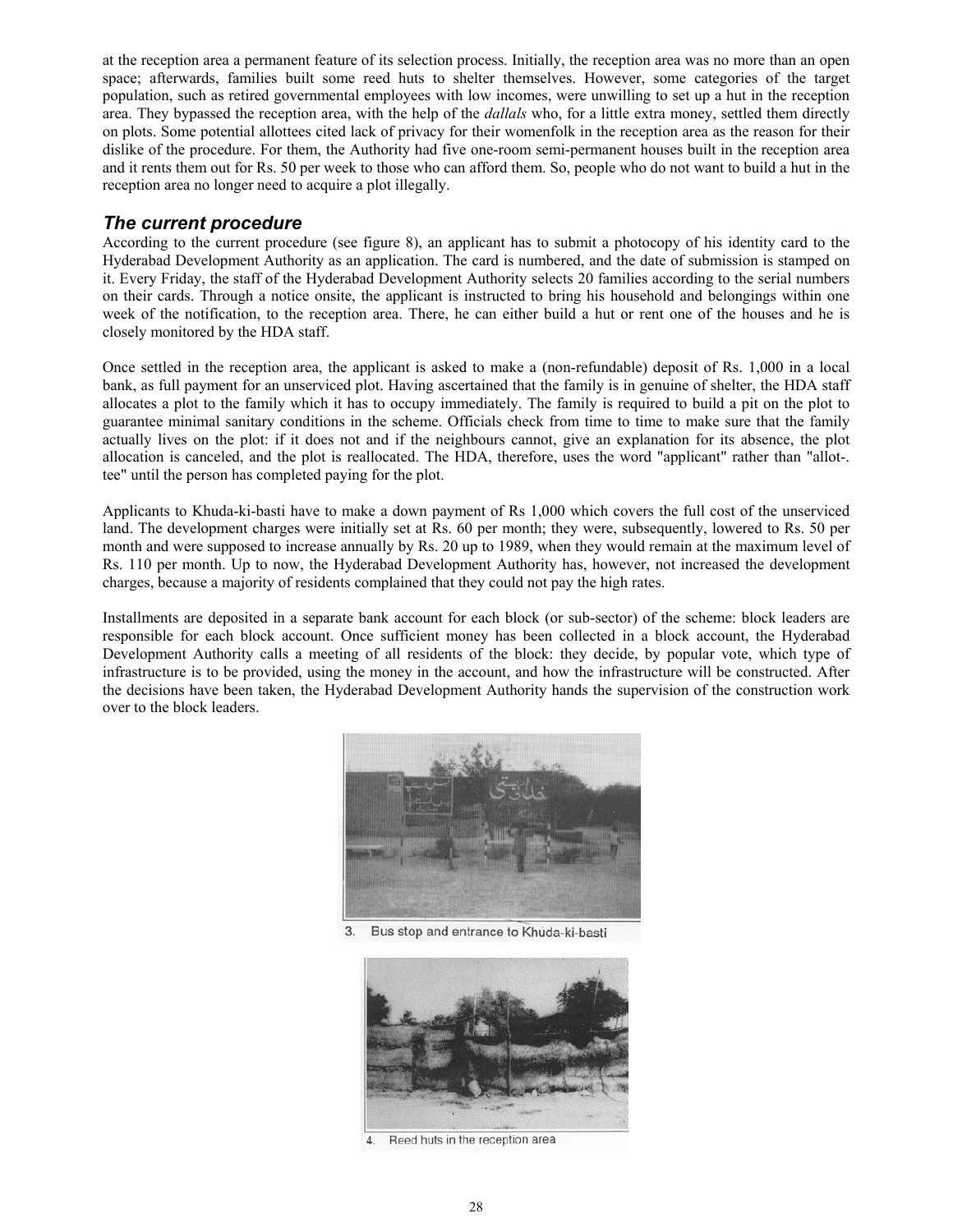at the reception area a permanent feature of its selection process. Initially, the reception area was no more than an open space; afterwards, families built some reed huts to shelter themselves. However, some categories of the target population, such as retired governmental employees with low incomes, were unwilling to set up a hut in the reception area. They bypassed the reception area, with the help of the *dallals* who, for a little extra money, settled them directly on plots. Some potential allottees cited lack of privacy for their womenfolk in the reception area as the reason for their dislike of the procedure. For them, the Authority had five one-room semi-permanent houses built in the reception area and it rents them out for Rs. 50 per week to those who can afford them. So, people who do not want to build a hut in the reception area no longer need to acquire a plot illegally.

## *The current procedure*

According to the current procedure (see figure 8), an applicant has to submit a photocopy of his identity card to the Hyderabad Development Authority as an application. The card is numbered, and the date of submission is stamped on it. Every Friday, the staff of the Hyderabad Development Authority selects 20 families according to the serial numbers on their cards. Through a notice onsite, the applicant is instructed to bring his household and belongings within one week of the notification, to the reception area. There, he can either build a hut or rent one of the houses and he is closely monitored by the HDA staff.

Once settled in the reception area, the applicant is asked to make a (non-refundable) deposit of Rs. 1,000 in a local bank, as full payment for an unserviced plot. Having ascertained that the family is in genuine of shelter, the HDA staff allocates a plot to the family which it has to occupy immediately. The family is required to build a pit on the plot to guarantee minimal sanitary conditions in the scheme. Officials check from time to time to make sure that the family actually lives on the plot: if it does not and if the neighbours cannot, give an explanation for its absence, the plot allocation is canceled, and the plot is reallocated. The HDA, therefore, uses the word "applicant" rather than "allot-. tee" until the person has completed paying for the plot.

Applicants to Khuda-ki-basti have to make a down payment of Rs 1,000 which covers the full cost of the unserviced land. The development charges were initially set at Rs. 60 per month; they were, subsequently, lowered to Rs. 50 per month and were supposed to increase annually by Rs. 20 up to 1989, when they would remain at the maximum level of Rs. 110 per month. Up to now, the Hyderabad Development Authority has, however, not increased the development charges, because a majority of residents complained that they could not pay the high rates.

Installments are deposited in a separate bank account for each block (or sub-sector) of the scheme: block leaders are responsible for each block account. Once sufficient money has been collected in a block account, the Hyderabad Development Authority calls a meeting of all residents of the block: they decide, by popular vote, which type of infrastructure is to be provided, using the money in the account, and how the infrastructure will be constructed. After the decisions have been taken, the Hyderabad Development Authority hands the supervision of the construction work over to the block leaders.

3. Bus stop and entrance to Khuda-ki-basti

4. Reed huts in the reception area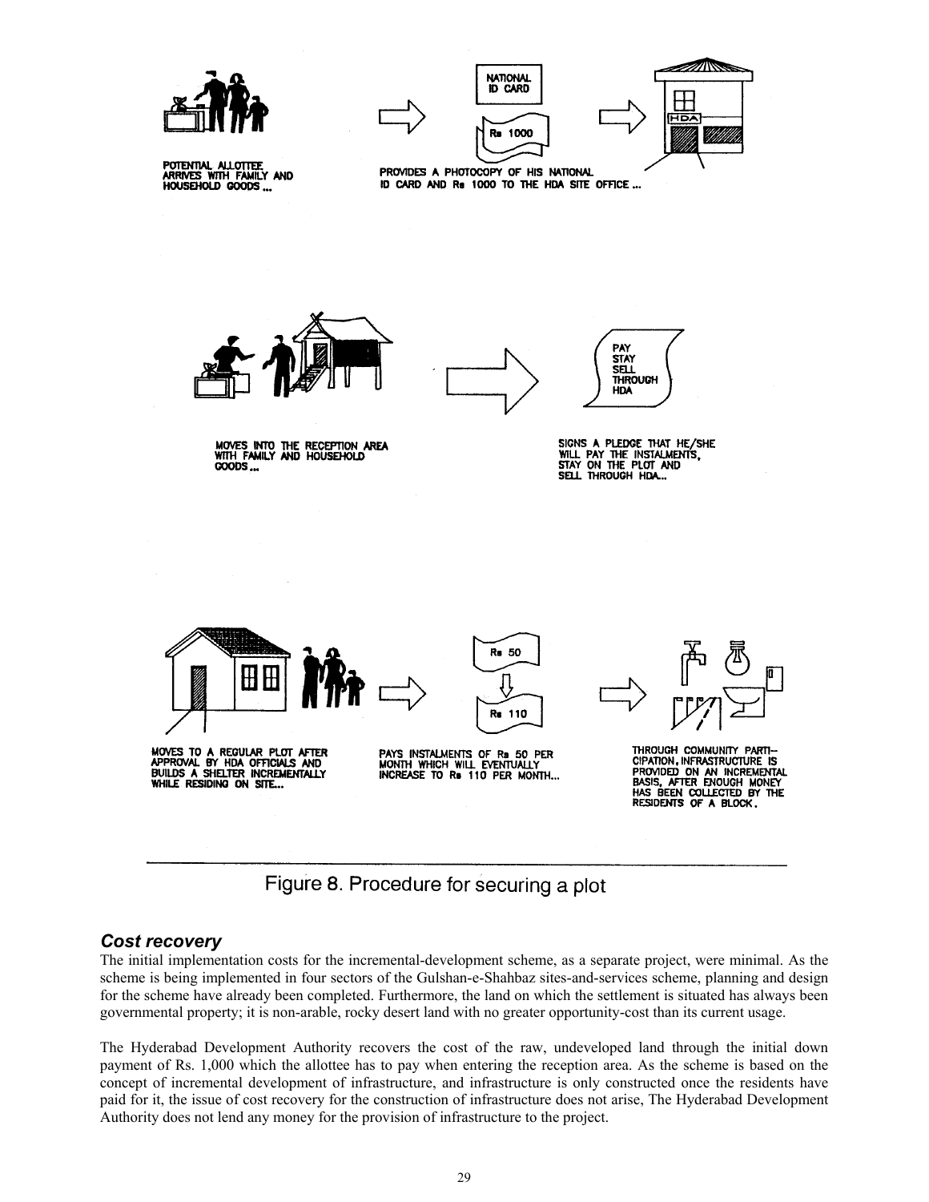POTENTIAL ALLOTTEE ARRIVES WITH FAMILY AND HOUSEHOLD GOODS ...

NATIONAL ID CARD

Rs 1000

HDA

PROVIDES A PHOTOCOPY OF HIS NATIONAL ID CARD AND Rs 1000 TO THE HDA SITE OFFICE ...

MOVES INTO THE RECEPTION AREA WITH FAMILY AND HOUSEHOLD GOODS ...

PAY
STAY
SELL
THROUGH
HDA

SIGNS A PLEDGE THAT HE/SHE WILL PAY THE INSTALMENTS, STAY ON THE PLOT AND SELL THROUGH HDA...

MOVES TO A REGULAR PLOT AFTER APPROVAL BY HDA OFFICIALS AND BUILDS A SHELTER INCREMENTALLY WHILE RESIDING ON SITE...

Rs 50

Rs 110

PAYS INSTALMENTS OF Rs 50 PER MONTH WHICH WILL EVENTUALLY INCREASE TO Rs 110 PER MONTH...

THROUGH COMMUNITY PARTICIPATION, INFRASTRUCTURE IS PROVIDED ON AN INCREMENTAL BASIS, AFTER ENOUGH MONEY HAS BEEN COLLECTED BY THE RESIDENTS OF A BLOCK.

Figure 8. Procedure for securing a plot

### *Cost recovery*

The initial implementation costs for the incremental-development scheme, as a separate project, were minimal. As the scheme is being implemented in four sectors of the Gulshan-e-Shahbaz sites-and-services scheme, planning and design for the scheme have already been completed. Furthermore, the land on which the settlement is situated has always been governmental property; it is non-arable, rocky desert land with no greater opportunity-cost than its current usage.

The Hyderabad Development Authority recovers the cost of the raw, undeveloped land through the initial down payment of Rs. 1,000 which the allottee has to pay when entering the reception area. As the scheme is based on the concept of incremental development of infrastructure, and infrastructure is only constructed once the residents have paid for it, the issue of cost recovery for the construction of infrastructure does not arise, The Hyderabad Development Authority does not lend any money for the provision of infrastructure to the project.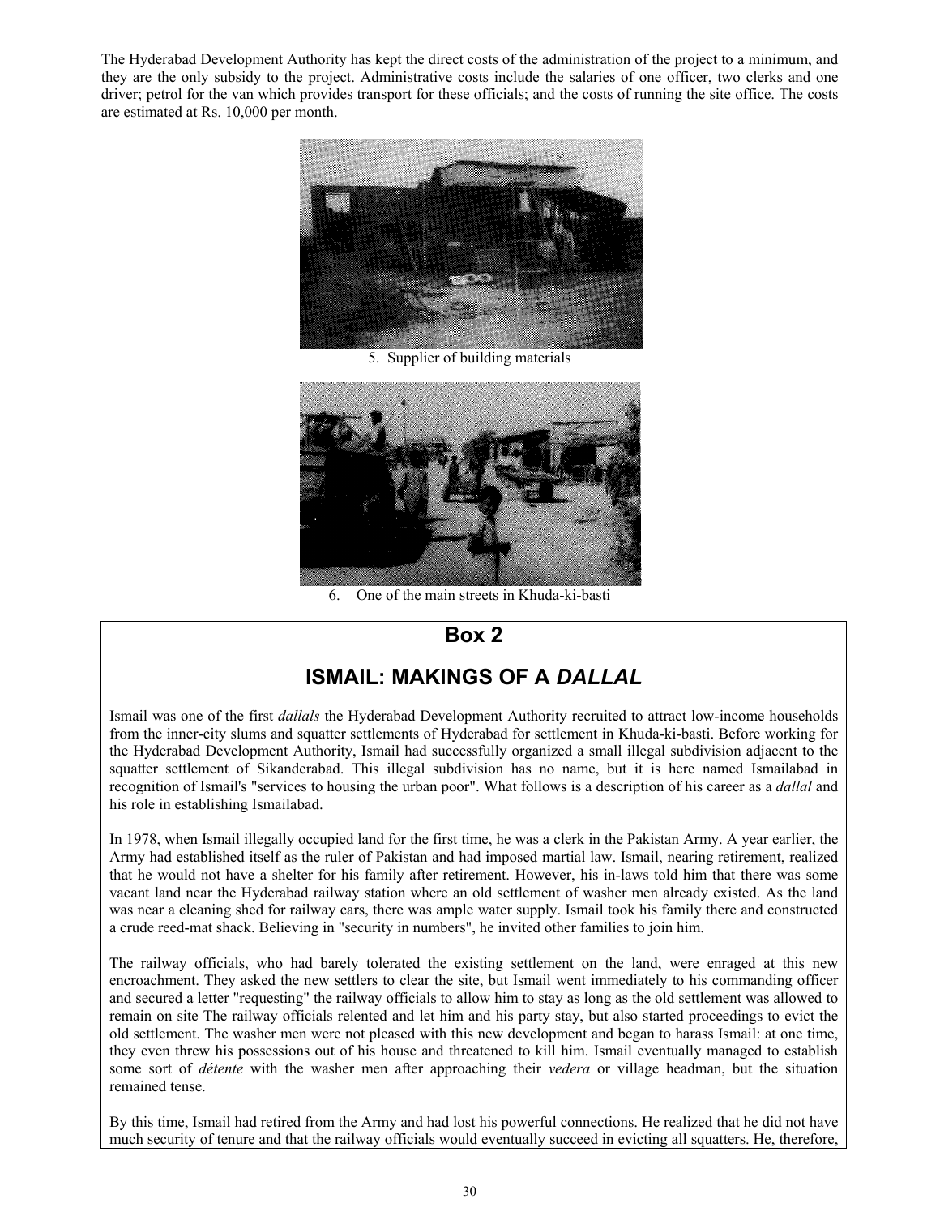The Hyderabad Development Authority has kept the direct costs of the administration of the project to a minimum, and they are the only subsidy to the project. Administrative costs include the salaries of one officer, two clerks and one driver; petrol for the van which provides transport for these officials; and the costs of running the site office. The costs are estimated at Rs. 10,000 per month.

5. Supplier of building materials

6. One of the main streets in Khuda-ki-basti

## Box 2

## ISMAIL: MAKINGS OF A *DALLAL*

Ismail was one of the first *dallals* the Hyderabad Development Authority recruited to attract low-income households from the inner-city slums and squatter settlements of Hyderabad for settlement in Khuda-ki-basti. Before working for the Hyderabad Development Authority, Ismail had successfully organized a small illegal subdivision adjacent to the squatter settlement of Sikanderabad. This illegal subdivision has no name, but it is here named Ismailabad in recognition of Ismail's "services to housing the urban poor". What follows is a description of his career as a *dallal* and his role in establishing Ismailabad.

In 1978, when Ismail illegally occupied land for the first time, he was a clerk in the Pakistan Army. A year earlier, the Army had established itself as the ruler of Pakistan and had imposed martial law. Ismail, nearing retirement, realized that he would not have a shelter for his family after retirement. However, his in-laws told him that there was some vacant land near the Hyderabad railway station where an old settlement of washer men already existed. As the land was near a cleaning shed for railway cars, there was ample water supply. Ismail took his family there and constructed a crude reed-mat shack. Believing in "security in numbers", he invited other families to join him.

The railway officials, who had barely tolerated the existing settlement on the land, were enraged at this new encroachment. They asked the new settlers to clear the site, but Ismail went immediately to his commanding officer and secured a letter "requesting" the railway officials to allow him to stay as long as the old settlement was allowed to remain on site The railway officials relented and let him and his party stay, but also started proceedings to evict the old settlement. The washer men were not pleased with this new development and began to harass Ismail: at one time, they even threw his possessions out of his house and threatened to kill him. Ismail eventually managed to establish some sort of *détente* with the washer men after approaching their *vedera* or village headman, but the situation remained tense.

By this time, Ismail had retired from the Army and had lost his powerful connections. He realized that he did not have much security of tenure and that the railway officials would eventually succeed in evicting all squatters. He, therefore,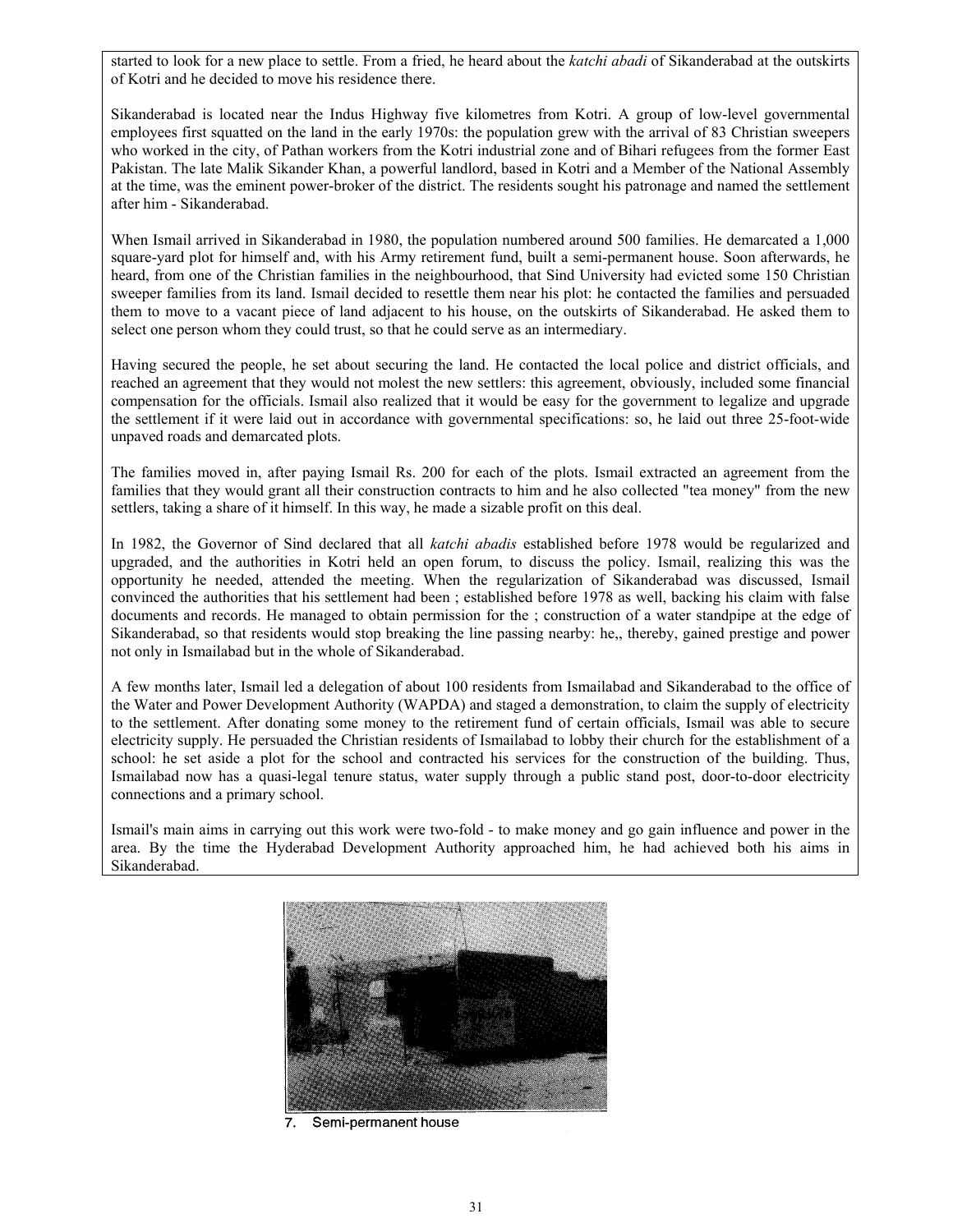started to look for a new place to settle. From a fried, he heard about the *katchi abadi* of Sikanderabad at the outskirts of Kotri and he decided to move his residence there.

Sikanderabad is located near the Indus Highway five kilometres from Kotri. A group of low-level governmental employees first squatted on the land in the early 1970s: the population grew with the arrival of 83 Christian sweepers who worked in the city, of Pathan workers from the Kotri industrial zone and of Bihari refugees from the former East Pakistan. The late Malik Sikander Khan, a powerful landlord, based in Kotri and a Member of the National Assembly at the time, was the eminent power-broker of the district. The residents sought his patronage and named the settlement after him - Sikanderabad.

When Ismail arrived in Sikanderabad in 1980, the population numbered around 500 families. He demarcated a 1,000 square-yard plot for himself and, with his Army retirement fund, built a semi-permanent house. Soon afterwards, he heard, from one of the Christian families in the neighbourhood, that Sind University had evicted some 150 Christian sweeper families from its land. Ismail decided to resettle them near his plot: he contacted the families and persuaded them to move to a vacant piece of land adjacent to his house, on the outskirts of Sikanderabad. He asked them to select one person whom they could trust, so that he could serve as an intermediary.

Having secured the people, he set about securing the land. He contacted the local police and district officials, and reached an agreement that they would not molest the new settlers: this agreement, obviously, included some financial compensation for the officials. Ismail also realized that it would be easy for the government to legalize and upgrade the settlement if it were laid out in accordance with governmental specifications: so, he laid out three 25-foot-wide unpaved roads and demarcated plots.

The families moved in, after paying Ismail Rs. 200 for each of the plots. Ismail extracted an agreement from the families that they would grant all their construction contracts to him and he also collected "tea money" from the new settlers, taking a share of it himself. In this way, he made a sizable profit on this deal.

In 1982, the Governor of Sind declared that all *katchi abadis* established before 1978 would be regularized and upgraded, and the authorities in Kotri held an open forum, to discuss the policy. Ismail, realizing this was the opportunity he needed, attended the meeting. When the regularization of Sikanderabad was discussed, Ismail convinced the authorities that his settlement had been ; established before 1978 as well, backing his claim with false documents and records. He managed to obtain permission for the ; construction of a water standpipe at the edge of Sikanderabad, so that residents would stop breaking the line passing nearby: he,, thereby, gained prestige and power not only in Ismailabad but in the whole of Sikanderabad.

A few months later, Ismail led a delegation of about 100 residents from Ismailabad and Sikanderabad to the office of the Water and Power Development Authority (WAPDA) and staged a demonstration, to claim the supply of electricity to the settlement. After donating some money to the retirement fund of certain officials, Ismail was able to secure electricity supply. He persuaded the Christian residents of Ismailabad to lobby their church for the establishment of a school: he set aside a plot for the school and contracted his services for the construction of the building. Thus, Ismailabad now has a quasi-legal tenure status, water supply through a public stand post, door-to-door electricity connections and a primary school.

Ismail's main aims in carrying out this work were two-fold - to make money and go gain influence and power in the area. By the time the Hyderabad Development Authority approached him, he had achieved both his aims in Sikanderabad.

7. Semi-permanent house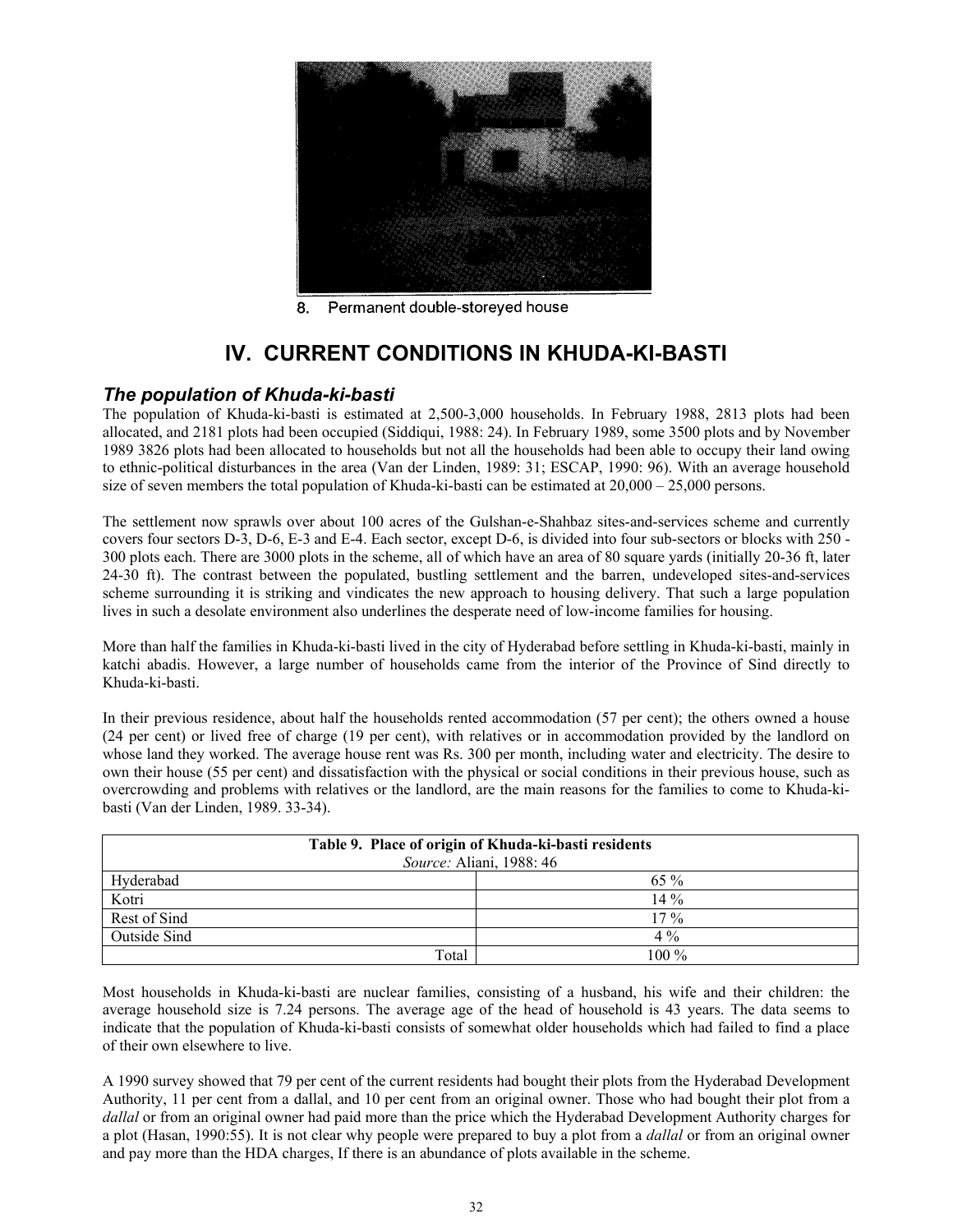8. Permanent double-storeyed house

# IV. CURRENT CONDITIONS IN KHUDA-KI-BASTI

## *The population of Khuda-ki-basti*

The population of Khuda-ki-basti is estimated at 2,500-3,000 households. In February 1988, 2813 plots had been allocated, and 2181 plots had been occupied (Siddiqui, 1988: 24). In February 1989, some 3500 plots and by November 1989 3826 plots had been allocated to households but not all the households had been able to occupy their land owing to ethnic-political disturbances in the area (Van der Linden, 1989: 31; ESCAP, 1990: 96). With an average household size of seven members the total population of Khuda-ki-basti can be estimated at 20,000 – 25,000 persons.

The settlement now sprawls over about 100 acres of the Gulshan-e-Shahbaz sites-and-services scheme and currently covers four sectors D-3, D-6, E-3 and E-4. Each sector, except D-6, is divided into four sub-sectors or blocks with 250 - 300 plots each. There are 3000 plots in the scheme, all of which have an area of 80 square yards (initially 20-36 ft, later 24-30 ft). The contrast between the populated, bustling settlement and the barren, undeveloped sites-and-services scheme surrounding it is striking and vindicates the new approach to housing delivery. That such a large population lives in such a desolate environment also underlines the desperate need of low-income families for housing.

More than half the families in Khuda-ki-basti lived in the city of Hyderabad before settling in Khuda-ki-basti, mainly in katchi abadis. However, a large number of households came from the interior of the Province of Sind directly to Khuda-ki-basti.

In their previous residence, about half the households rented accommodation (57 per cent); the others owned a house (24 per cent) or lived free of charge (19 per cent), with relatives or in accommodation provided by the landlord on whose land they worked. The average house rent was Rs. 300 per month, including water and electricity. The desire to own their house (55 per cent) and dissatisfaction with the physical or social conditions in their previous house, such as overcrowding and problems with relatives or the landlord, are the main reasons for the families to come to Khuda-ki-basti (Van der Linden, 1989. 33-34).

| Table 9. Place of origin of Khuda-ki-basti residents<br>*Source:* Aliani, 1988: 46 | |
|---|---|
| Hyderabad | 65 % |
| Kotri | 14 % |
| Rest of Sind | 17 % |
| Outside Sind | 4 % |
| Total | 100 % |

Most households in Khuda-ki-basti are nuclear families, consisting of a husband, his wife and their children: the average household size is 7.24 persons. The average age of the head of household is 43 years. The data seems to indicate that the population of Khuda-ki-basti consists of somewhat older households which had failed to find a place of their own elsewhere to live.

A 1990 survey showed that 79 per cent of the current residents had bought their plots from the Hyderabad Development Authority, 11 per cent from a dallal, and 10 per cent from an original owner. Those who had bought their plot from a *dallal* or from an original owner had paid more than the price which the Hyderabad Development Authority charges for a plot (Hasan, 1990:55). It is not clear why people were prepared to buy a plot from a *dallal* or from an original owner and pay more than the HDA charges, If there is an abundance of plots available in the scheme.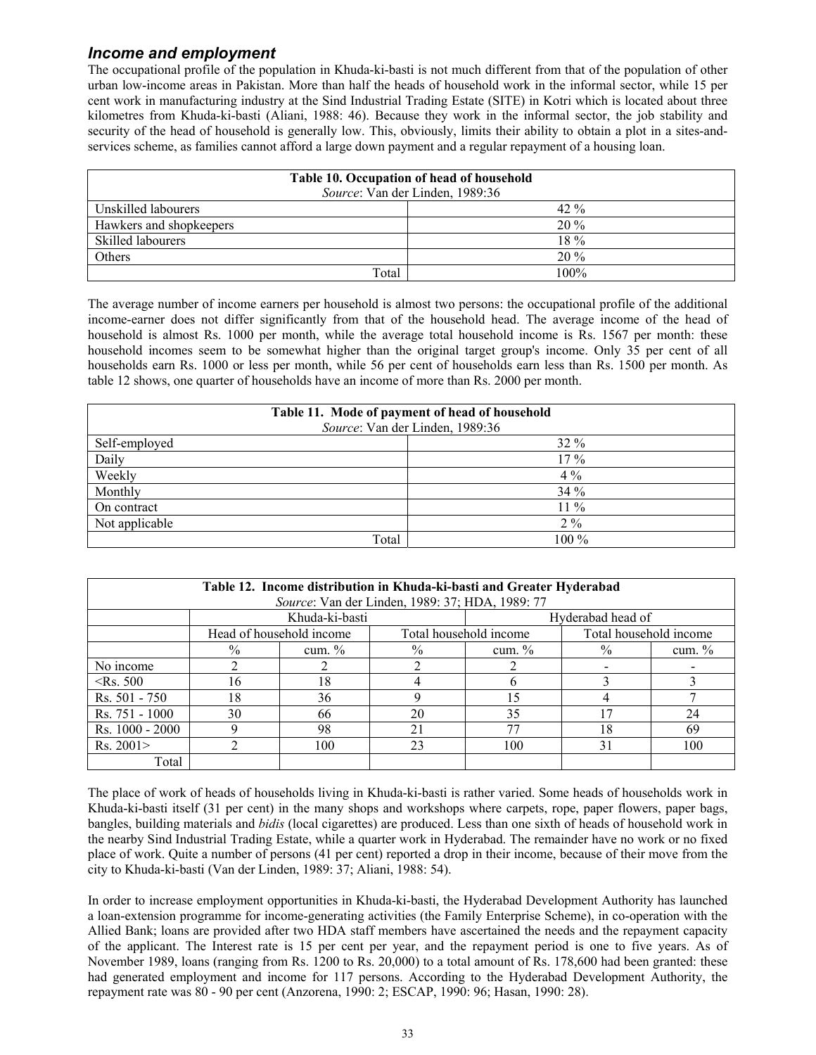## *Income and employment*

The occupational profile of the population in Khuda-ki-basti is not much different from that of the population of other urban low-income areas in Pakistan. More than half the heads of household work in the informal sector, while 15 per cent work in manufacturing industry at the Sind Industrial Trading Estate (SITE) in Kotri which is located about three kilometres from Khuda-ki-basti (Aliani, 1988: 46). Because they work in the informal sector, the job stability and security of the head of household is generally low. This, obviously, limits their ability to obtain a plot in a sites-and-services scheme, as families cannot afford a large down payment and a regular repayment of a housing loan.

| **Table 10. Occupation of head of household** *Source*: Van der Linden, 1989:36 | |
|---|---|
| Unskilled labourers | 42 % |
| Hawkers and shopkeepers | 20 % |
| Skilled labourers | 18 % |
| Others | 20 % |
| Total | 100% |

The average number of income earners per household is almost two persons: the occupational profile of the additional income-earner does not differ significantly from that of the household head. The average income of the head of household is almost Rs. 1000 per month, while the average total household income is Rs. 1567 per month: these household incomes seem to be somewhat higher than the original target group's income. Only 35 per cent of all households earn Rs. 1000 or less per month, while 56 per cent of households earn less than Rs. 1500 per month. As table 12 shows, one quarter of households have an income of more than Rs. 2000 per month.

| **Table 11. Mode of payment of head of household** *Source*: Van der Linden, 1989:36 | |
|---|---|
| Self-employed | 32 % |
| Daily | 17 % |
| Weekly | 4 % |
| Monthly | 34 % |
| On contract | 11 % |
| Not applicable | 2 % |
| Total | 100 % |

**Table 12. Income distribution in Khuda-ki-basti and Greater Hyderabad**
*Source*: Van der Linden, 1989: 37; HDA, 1989: 77

| | Khuda-ki-basti | | | | Hyderabad head of | |
|---|---|---|---|---|---|---|
| | Head of household income | | Total household income | | Total household income | |
| | % | cum. % | % | cum. % | % | cum. % |
| No income | 2 | 2 | 2 | 2 | - | - |
| <Rs. 500 | 16 | 18 | 4 | 6 | 3 | 3 |
| Rs. 501 - 750 | 18 | 36 | 9 | 15 | 4 | 7 |
| Rs. 751 - 1000 | 30 | 66 | 20 | 35 | 17 | 24 |
| Rs. 1000 - 2000 | 9 | 98 | 21 | 77 | 18 | 69 |
| Rs. 2001> | 2 | 100 | 23 | 100 | 31 | 100 |
| Total | | | | | | |

The place of work of heads of households living in Khuda-ki-basti is rather varied. Some heads of households work in Khuda-ki-basti itself (31 per cent) in the many shops and workshops where carpets, rope, paper flowers, paper bags, bangles, building materials and *bidis* (local cigarettes) are produced. Less than one sixth of heads of household work in the nearby Sind Industrial Trading Estate, while a quarter work in Hyderabad. The remainder have no work or no fixed place of work. Quite a number of persons (41 per cent) reported a drop in their income, because of their move from the city to Khuda-ki-basti (Van der Linden, 1989: 37; Aliani, 1988: 54).

In order to increase employment opportunities in Khuda-ki-basti, the Hyderabad Development Authority has launched a loan-extension programme for income-generating activities (the Family Enterprise Scheme), in co-operation with the Allied Bank; loans are provided after two HDA staff members have ascertained the needs and the repayment capacity of the applicant. The Interest rate is 15 per cent per year, and the repayment period is one to five years. As of November 1989, loans (ranging from Rs. 1200 to Rs. 20,000) to a total amount of Rs. 178,600 had been granted: these had generated employment and income for 117 persons. According to the Hyderabad Development Authority, the repayment rate was 80 - 90 per cent (Anzorena, 1990: 2; ESCAP, 1990: 96; Hasan, 1990: 28).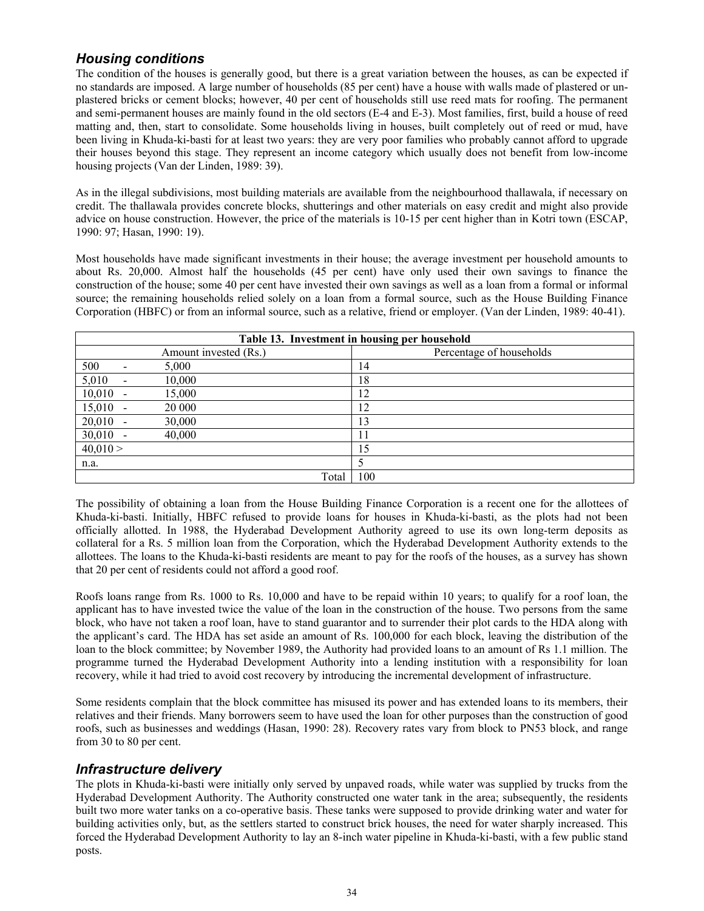### *Housing conditions*

The condition of the houses is generally good, but there is a great variation between the houses, as can be expected if no standards are imposed. A large number of households (85 per cent) have a house with walls made of plastered or un-plastered bricks or cement blocks; however, 40 per cent of households still use reed mats for roofing. The permanent and semi-permanent houses are mainly found in the old sectors (E-4 and E-3). Most families, first, build a house of reed matting and, then, start to consolidate. Some households living in houses, built completely out of reed or mud, have been living in Khuda-ki-basti for at least two years: they are very poor families who probably cannot afford to upgrade their houses beyond this stage. They represent an income category which usually does not benefit from low-income housing projects (Van der Linden, 1989: 39).

As in the illegal subdivisions, most building materials are available from the neighbourhood thallawala, if necessary on credit. The thallawala provides concrete blocks, shutterings and other materials on easy credit and might also provide advice on house construction. However, the price of the materials is 10-15 per cent higher than in Kotri town (ESCAP, 1990: 97; Hasan, 1990: 19).

Most households have made significant investments in their house; the average investment per household amounts to about Rs. 20,000. Almost half the households (45 per cent) have only used their own savings to finance the construction of the house; some 40 per cent have invested their own savings as well as a loan from a formal or informal source; the remaining households relied solely on a loan from a formal source, such as the House Building Finance Corporation (HBFC) or from an informal source, such as a relative, friend or employer. (Van der Linden, 1989: 40-41).

| Table 13. Investment in housing per household | |
|---|---|
| Amount invested (Rs.) | Percentage of households |
| 500 - 5,000 | 14 |
| 5,010 - 10,000 | 18 |
| 10,010 - 15,000 | 12 |
| 15,010 - 20 000 | 12 |
| 20,010 - 30,000 | 13 |
| 30,010 - 40,000 | 11 |
| 40,010 > | 15 |
| n.a. | 5 |
| Total | 100 |

The possibility of obtaining a loan from the House Building Finance Corporation is a recent one for the allottees of Khuda-ki-basti. Initially, HBFC refused to provide loans for houses in Khuda-ki-basti, as the plots had not been officially allotted. In 1988, the Hyderabad Development Authority agreed to use its own long-term deposits as collateral for a Rs. 5 million loan from the Corporation, which the Hyderabad Development Authority extends to the allottees. The loans to the Khuda-ki-basti residents are meant to pay for the roofs of the houses, as a survey has shown that 20 per cent of residents could not afford a good roof.

Roofs loans range from Rs. 1000 to Rs. 10,000 and have to be repaid within 10 years; to qualify for a roof loan, the applicant has to have invested twice the value of the loan in the construction of the house. Two persons from the same block, who have not taken a roof loan, have to stand guarantor and to surrender their plot cards to the HDA along with the applicant's card. The HDA has set aside an amount of Rs. 100,000 for each block, leaving the distribution of the loan to the block committee; by November 1989, the Authority had provided loans to an amount of Rs 1.1 million. The programme turned the Hyderabad Development Authority into a lending institution with a responsibility for loan recovery, while it had tried to avoid cost recovery by introducing the incremental development of infrastructure.

Some residents complain that the block committee has misused its power and has extended loans to its members, their relatives and their friends. Many borrowers seem to have used the loan for other purposes than the construction of good roofs, such as businesses and weddings (Hasan, 1990: 28). Recovery rates vary from block to PN53 block, and range from 30 to 80 per cent.

### *Infrastructure delivery*

The plots in Khuda-ki-basti were initially only served by unpaved roads, while water was supplied by trucks from the Hyderabad Development Authority. The Authority constructed one water tank in the area; subsequently, the residents built two more water tanks on a co-operative basis. These tanks were supposed to provide drinking water and water for building activities only, but, as the settlers started to construct brick houses, the need for water sharply increased. This forced the Hyderabad Development Authority to lay an 8-inch water pipeline in Khuda-ki-basti, with a few public stand posts.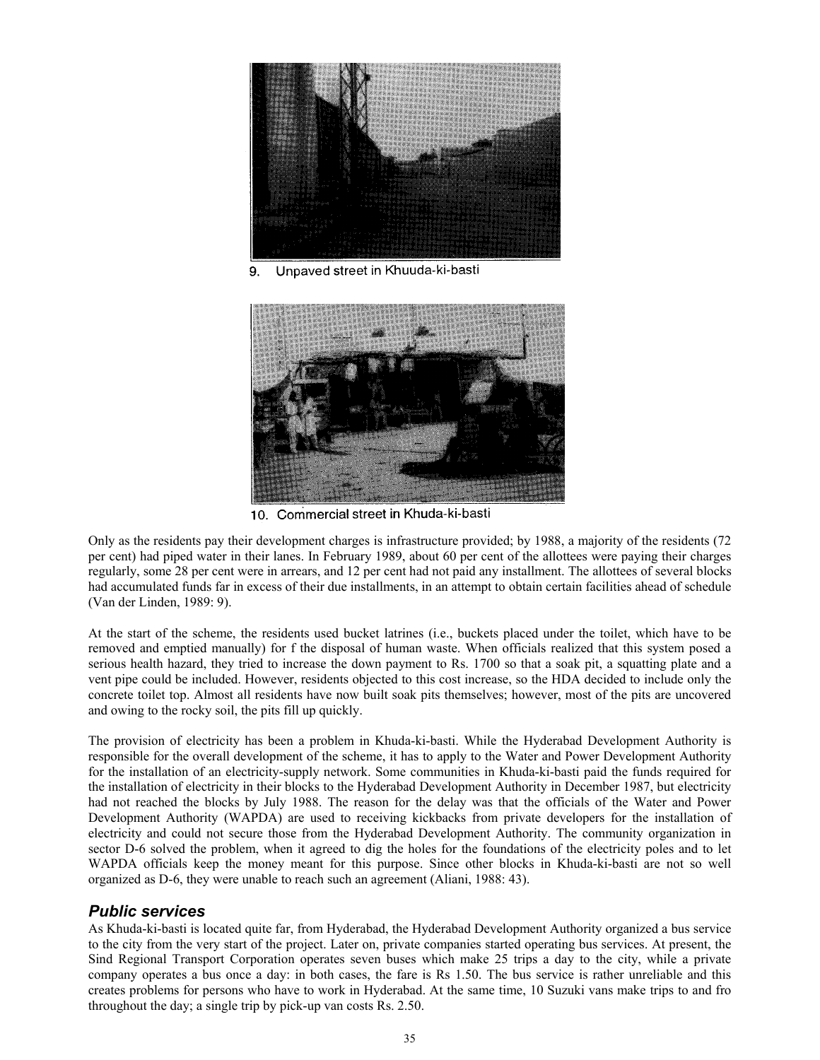9. Unpaved street in Khuuda-ki-basti

10. Commercial street in Khuda-ki-basti

Only as the residents pay their development charges is infrastructure provided; by 1988, a majority of the residents (72 per cent) had piped water in their lanes. In February 1989, about 60 per cent of the allottees were paying their charges regularly, some 28 per cent were in arrears, and 12 per cent had not paid any installment. The allottees of several blocks had accumulated funds far in excess of their due installments, in an attempt to obtain certain facilities ahead of schedule (Van der Linden, 1989: 9).

At the start of the scheme, the residents used bucket latrines (i.e., buckets placed under the toilet, which have to be removed and emptied manually) for f the disposal of human waste. When officials realized that this system posed a serious health hazard, they tried to increase the down payment to Rs. 1700 so that a soak pit, a squatting plate and a vent pipe could be included. However, residents objected to this cost increase, so the HDA decided to include only the concrete toilet top. Almost all residents have now built soak pits themselves; however, most of the pits are uncovered and owing to the rocky soil, the pits fill up quickly.

The provision of electricity has been a problem in Khuda-ki-basti. While the Hyderabad Development Authority is responsible for the overall development of the scheme, it has to apply to the Water and Power Development Authority for the installation of an electricity-supply network. Some communities in Khuda-ki-basti paid the funds required for the installation of electricity in their blocks to the Hyderabad Development Authority in December 1987, but electricity had not reached the blocks by July 1988. The reason for the delay was that the officials of the Water and Power Development Authority (WAPDA) are used to receiving kickbacks from private developers for the installation of electricity and could not secure those from the Hyderabad Development Authority. The community organization in sector D-6 solved the problem, when it agreed to dig the holes for the foundations of the electricity poles and to let WAPDA officials keep the money meant for this purpose. Since other blocks in Khuda-ki-basti are not so well organized as D-6, they were unable to reach such an agreement (Aliani, 1988: 43).

## *Public services*

As Khuda-ki-basti is located quite far, from Hyderabad, the Hyderabad Development Authority organized a bus service to the city from the very start of the project. Later on, private companies started operating bus services. At present, the Sind Regional Transport Corporation operates seven buses which make 25 trips a day to the city, while a private company operates a bus once a day: in both cases, the fare is Rs 1.50. The bus service is rather unreliable and this creates problems for persons who have to work in Hyderabad. At the same time, 10 Suzuki vans make trips to and fro throughout the day; a single trip by pick-up van costs Rs. 2.50.